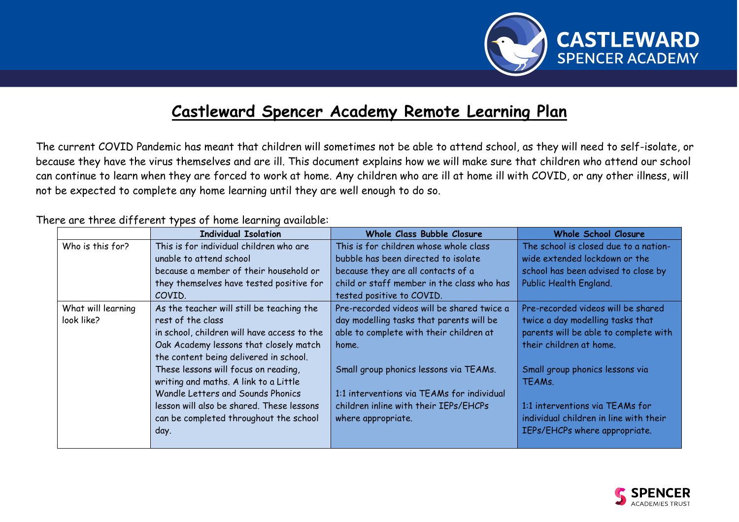# Castleward Spencer Academy Remote Learning Plan

The current COVID Pandemic has meant that children will sometimes not be able to attend school, as they will need to self-isolate, or because they have the virus themselves and are ill. This document explains how we will make sure that children who attend our school can continue to learn when they are forced to work at home. Any children who are ill at home ill with COVID, or any other illness, will not be expected to complete any home learning until they are well enough to do so.

There are three different types of home learning available:

| | **Individual Isolation** | **Whole Class Bubble Closure** | **Whole School Closure** |
|---|---|---|---|
| Who is this for? | This is for individual children who are unable to attend school because a member of their household or they themselves have tested positive for COVID. | This is for children whose whole class bubble has been directed to isolate because they are all contacts of a child or staff member in the class who has tested positive to COVID. | The school is closed due to a nation-wide extended lockdown or the school has been advised to close by Public Health England. |
| What will learning look like? | As the teacher will still be teaching the rest of the class in school, children will have access to the Oak Academy lessons that closely match the content being delivered in school. These lessons will focus on reading, writing and maths. A link to a Little Wandle Letters and Sounds Phonics lesson will also be shared. These lessons can be completed throughout the school day. | Pre-recorded videos will be shared twice a day modelling tasks that parents will be able to complete with their children at home.<br><br>Small group phonics lessons via TEAMs.<br><br>1:1 interventions via TEAMs for individual children inline with their IEPs/EHCPs where appropriate. | Pre-recorded videos will be shared twice a day modelling tasks that parents will be able to complete with their children at home.<br><br>Small group phonics lessons via TEAMs.<br><br>1:1 interventions via TEAMs for individual children in line with their IEPs/EHCPs where appropriate. |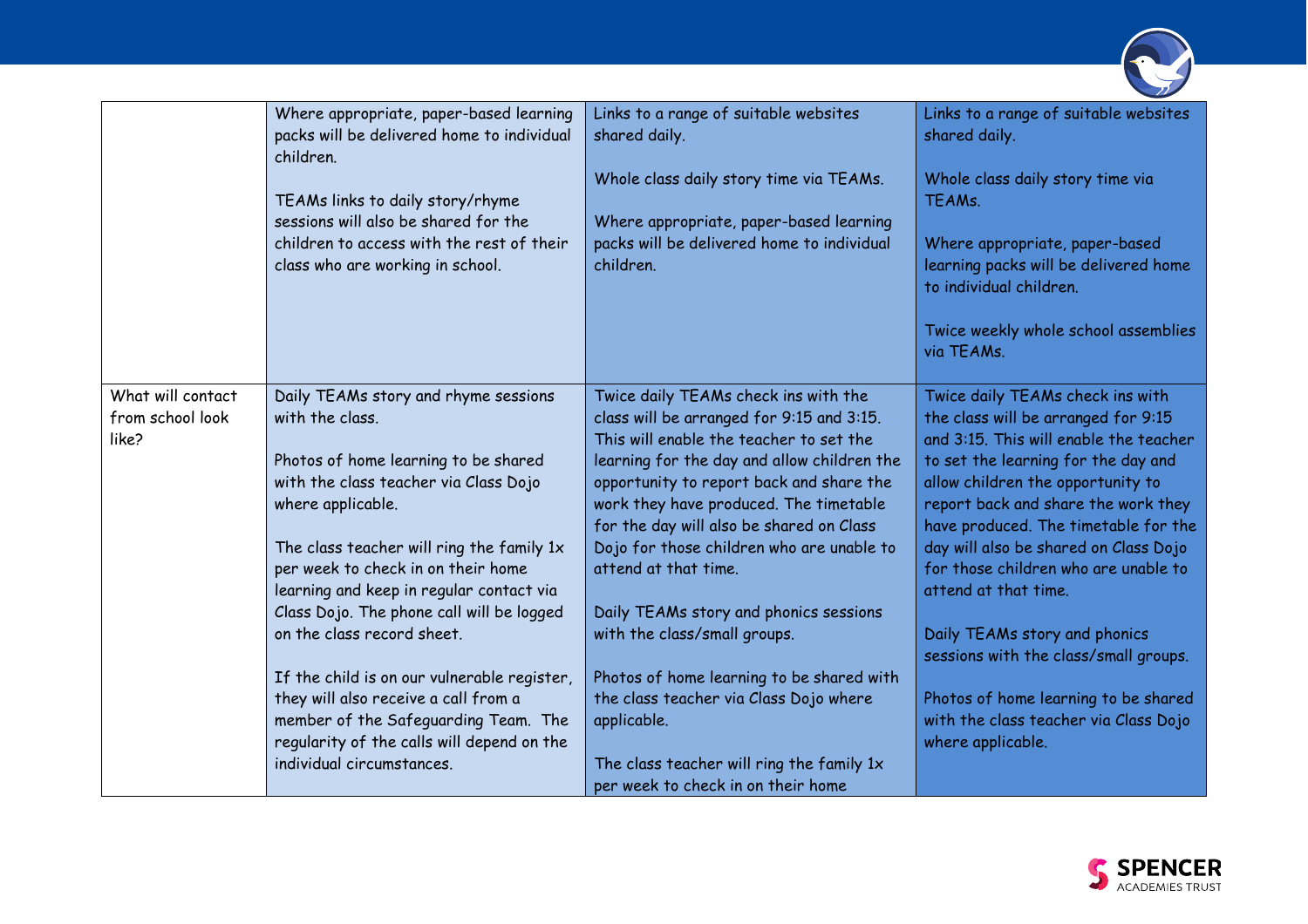| | | | |
|---|---|---|---|
| | Where appropriate, paper-based learning packs will be delivered home to individual children.<br><br>TEAMs links to daily story/rhyme sessions will also be shared for the children to access with the rest of their class who are working in school. | Links to a range of suitable websites shared daily.<br><br>Whole class daily story time via TEAMs.<br><br>Where appropriate, paper-based learning packs will be delivered home to individual children. | Links to a range of suitable websites shared daily.<br><br>Whole class daily story time via TEAMs.<br><br>Where appropriate, paper-based learning packs will be delivered home to individual children.<br><br>Twice weekly whole school assemblies via TEAMs. |
| What will contact from school look like? | Daily TEAMs story and rhyme sessions with the class.<br><br>Photos of home learning to be shared with the class teacher via Class Dojo where applicable.<br><br>The class teacher will ring the family 1x per week to check in on their home learning and keep in regular contact via Class Dojo. The phone call will be logged on the class record sheet.<br><br>If the child is on our vulnerable register, they will also receive a call from a member of the Safeguarding Team. The regularity of the calls will depend on the individual circumstances. | Twice daily TEAMs check ins with the class will be arranged for 9:15 and 3:15. This will enable the teacher to set the learning for the day and allow children the opportunity to report back and share the work they have produced. The timetable for the day will also be shared on Class Dojo for those children who are unable to attend at that time.<br><br>Daily TEAMs story and phonics sessions with the class/small groups.<br><br>Photos of home learning to be shared with the class teacher via Class Dojo where applicable.<br><br>The class teacher will ring the family 1x per week to check in on their home | Twice daily TEAMs check ins with the class will be arranged for 9:15 and 3:15. This will enable the teacher to set the learning for the day and allow children the opportunity to report back and share the work they have produced. The timetable for the day will also be shared on Class Dojo for those children who are unable to attend at that time.<br><br>Daily TEAMs story and phonics sessions with the class/small groups.<br><br>Photos of home learning to be shared with the class teacher via Class Dojo where applicable. |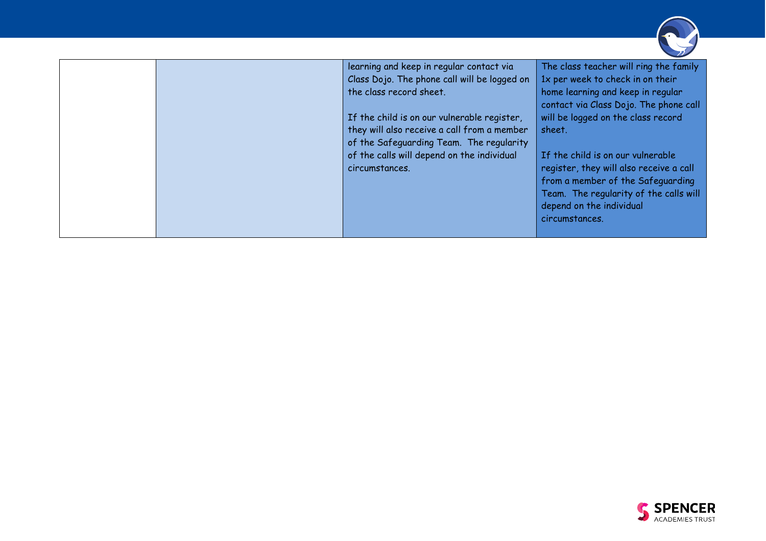| | | | |
|---|---|---|---|
| | | learning and keep in regular contact via Class Dojo. The phone call will be logged on the class record sheet.<br><br>If the child is on our vulnerable register, they will also receive a call from a member of the Safeguarding Team. The regularity of the calls will depend on the individual circumstances. | The class teacher will ring the family 1x per week to check in on their home learning and keep in regular contact via Class Dojo. The phone call will be logged on the class record sheet.<br><br>If the child is on our vulnerable register, they will also receive a call from a member of the Safeguarding Team. The regularity of the calls will depend on the individual circumstances. |